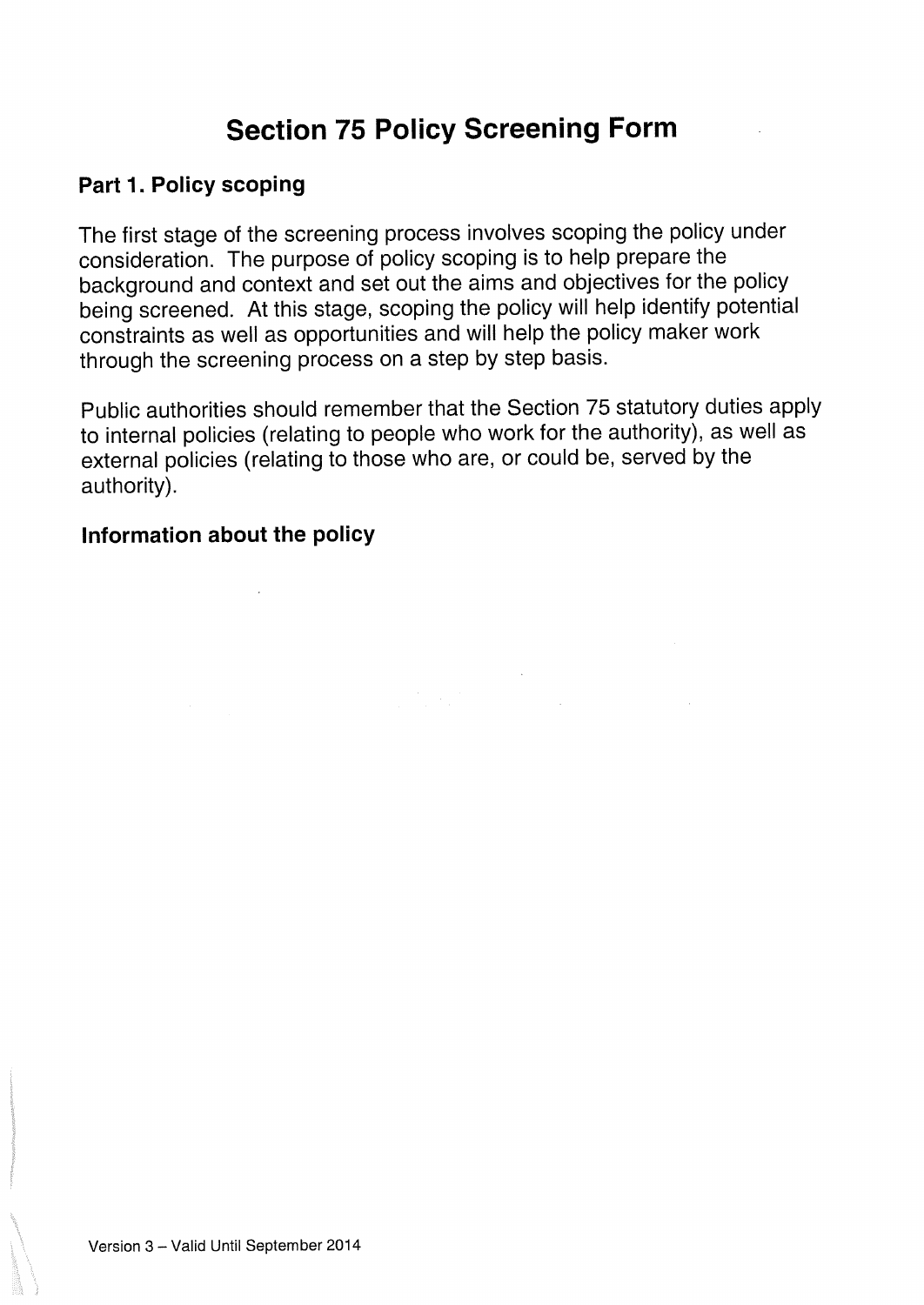# Section 75 Policy Screening Form

## Part 1. Policy scoping

The first stage of the screening process involves scoping the policy under consideration. The purpose of policy scoping is to help prepare the background and context and set out the aims and objectives for the policy being screened. At this stage, scoping the policy will help identify potential constraints as well as opportunities and will help the policy maker work through the screening process on a step by step basis.

Public authorities should remember that the Section 75 statutory duties apply to internal policies (relating to people who work for the authority), as well as external policies (relating to those who are, or could be, served by the authority).

### Information about the policy

Version 3 – Valid Until September 2014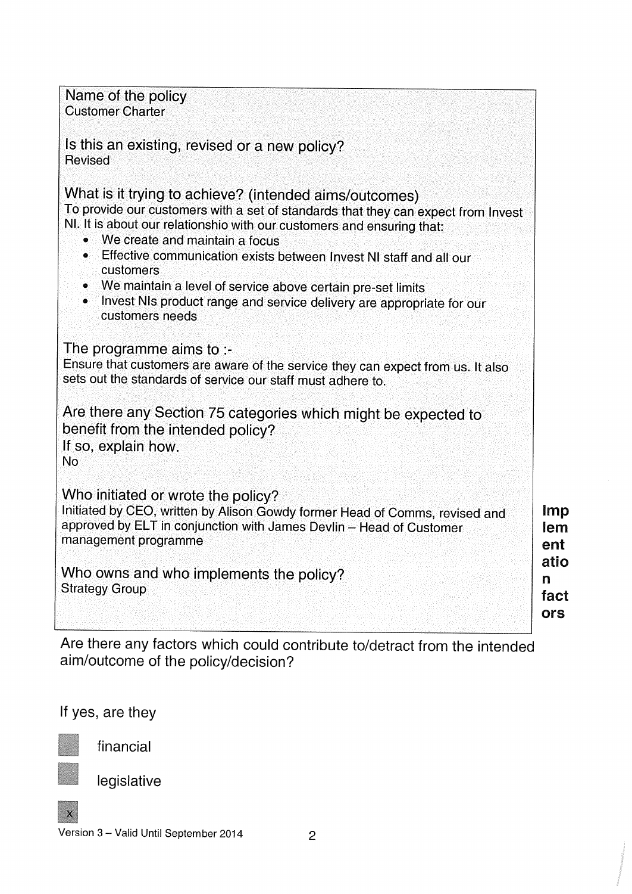**Name of the policy**
Customer Charter

**Is this an existing, revised or a new policy?**
Revised

**What is it trying to achieve? (intended aims/outcomes)**
To provide our customers with a set of standards that they can expect from Invest NI. It is about our relationshio with our customers and ensuring that:

- We create and maintain a focus
- Effective communication exists between Invest NI staff and all our customers
- We maintain a level of service above certain pre-set limits
- Invest NIs product range and service delivery are appropriate for our customers needs

**The programme aims to :-**
Ensure that customers are aware of the service they can expect from us. It also sets out the standards of service our staff must adhere to.

**Are there any Section 75 categories which might be expected to benefit from the intended policy?**
**If so, explain how.**
No

**Who initiated or wrote the policy?**
Initiated by CEO, written by Alison Gowdy former Head of Comms, revised and approved by ELT in conjunction with James Devlin – Head of Customer management programme

**Who owns and who implements the policy?**
Strategy Group

## Implementation factors

Are there any factors which could contribute to/detract from the intended aim/outcome of the policy/decision?

If yes, are they

- [ ] financial
- [ ] legislative
- [x]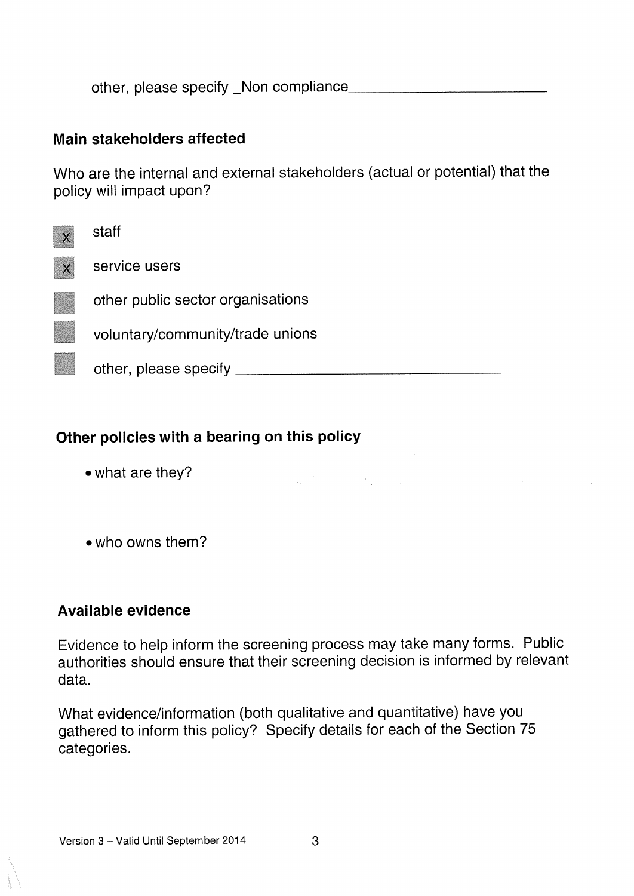other, please specify _Non compliance_______________________

## Main stakeholders affected

Who are the internal and external stakeholders (actual or potential) that the policy will impact upon?

- [x] staff
- [x] service users
- [ ] other public sector organisations
- [ ] voluntary/community/trade unions
- [ ] other, please specify ______________________________

## Other policies with a bearing on this policy

- what are they?

- who owns them?

## Available evidence

Evidence to help inform the screening process may take many forms. Public authorities should ensure that their screening decision is informed by relevant data.

What evidence/information (both qualitative and quantitative) have you gathered to inform this policy? Specify details for each of the Section 75 categories.

Version 3 – Valid Until September 2014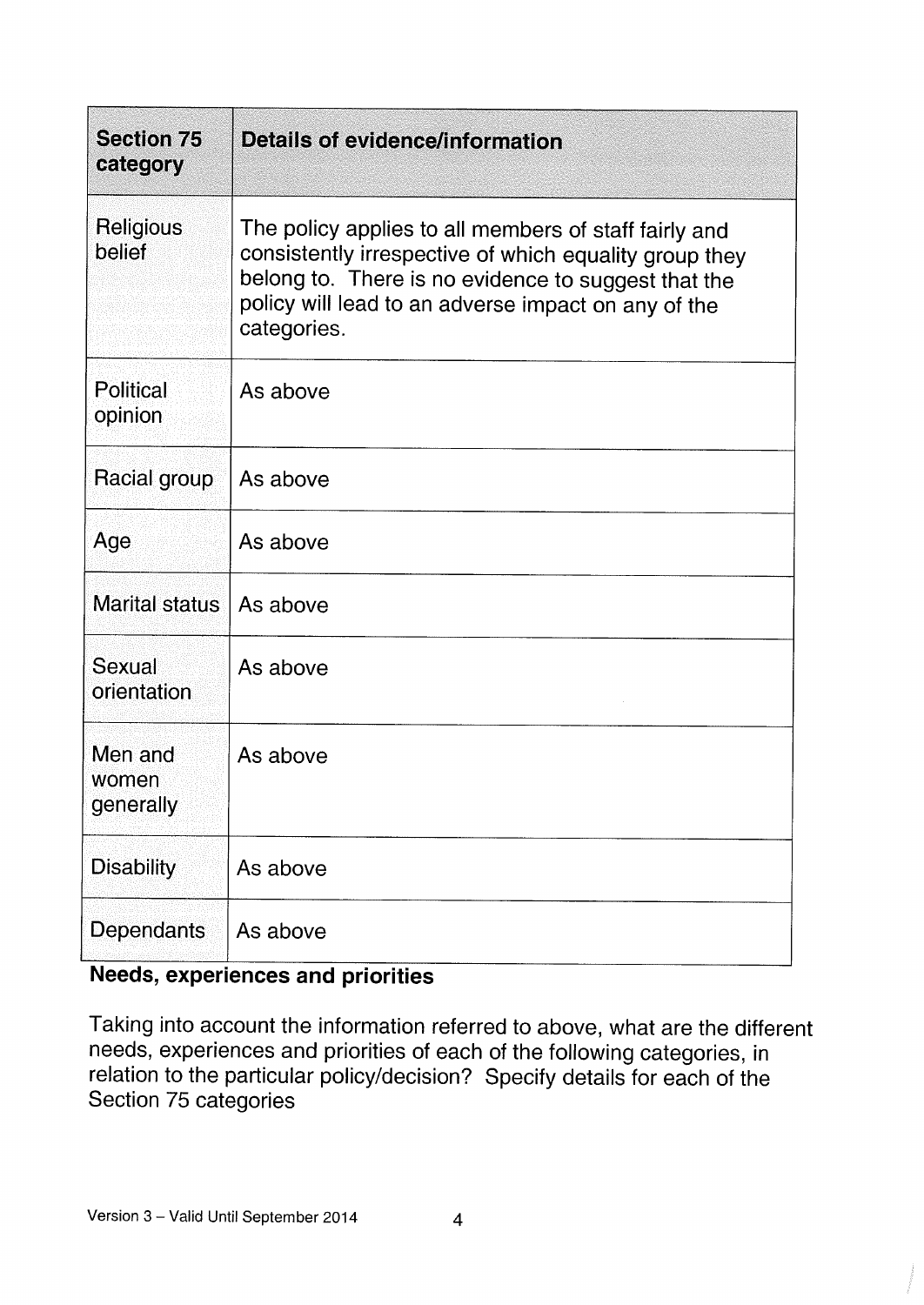| Section 75 category | Details of evidence/information |
|---|---|
| Religious belief | The policy applies to all members of staff fairly and consistently irrespective of which equality group they belong to. There is no evidence to suggest that the policy will lead to an adverse impact on any of the categories. |
| Political opinion | As above |
| Racial group | As above |
| Age | As above |
| Marital status | As above |
| Sexual orientation | As above |
| Men and women generally | As above |
| Disability | As above |
| Dependants | As above |

**Needs, experiences and priorities**

Taking into account the information referred to above, what are the different needs, experiences and priorities of each of the following categories, in relation to the particular policy/decision? Specify details for each of the Section 75 categories

Version 3 – Valid Until September 2014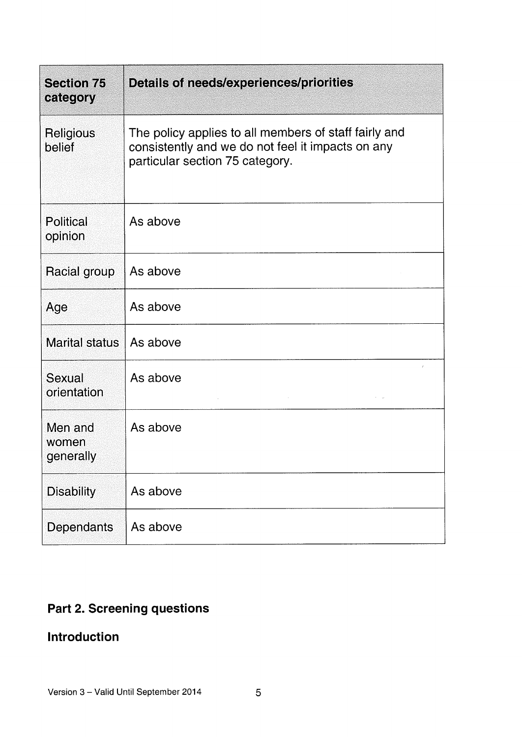| Section 75 category | Details of needs/experiences/priorities |
|---|---|
| Religious belief | The policy applies to all members of staff fairly and consistently and we do not feel it impacts on any particular section 75 category. |
| Political opinion | As above |
| Racial group | As above |
| Age | As above |
| Marital status | As above |
| Sexual orientation | As above |
| Men and women generally | As above |
| Disability | As above |
| Dependants | As above |

## Part 2. Screening questions

### Introduction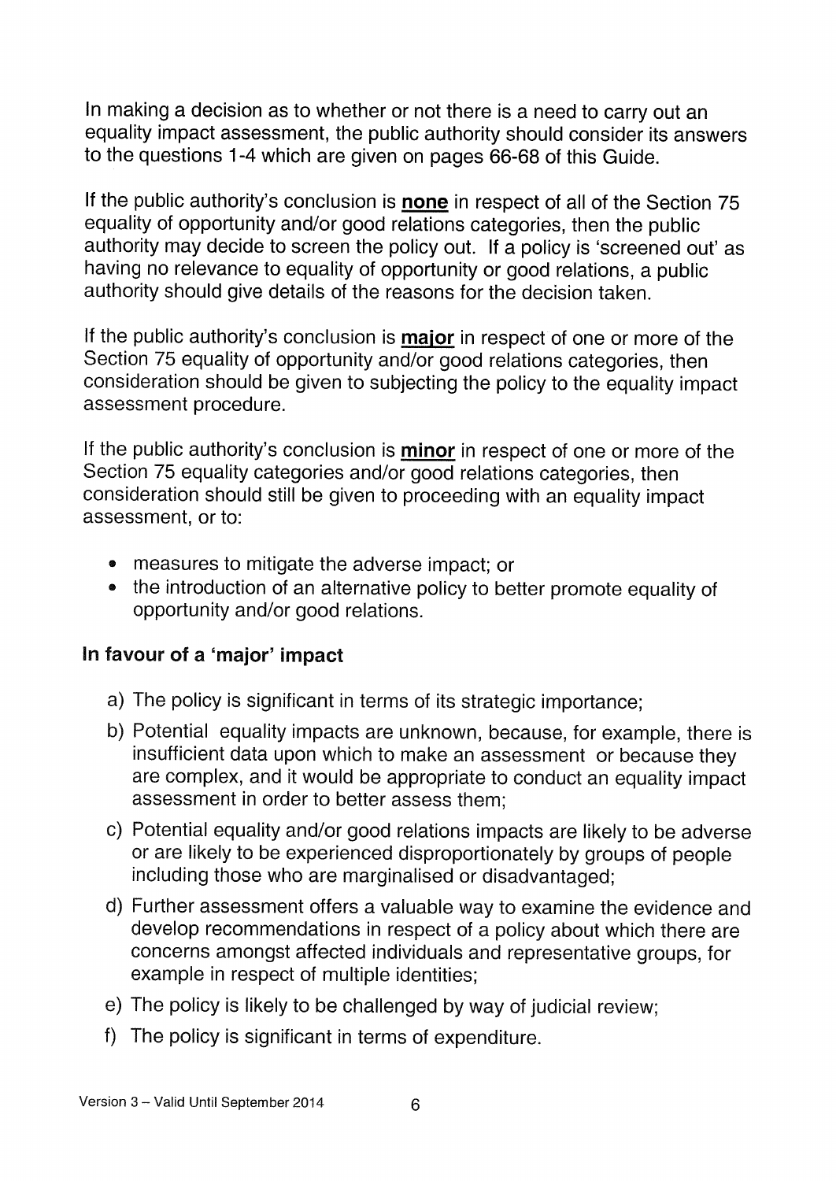In making a decision as to whether or not there is a need to carry out an equality impact assessment, the public authority should consider its answers to the questions 1-4 which are given on pages 66-68 of this Guide.

If the public authority's conclusion is **none** in respect of all of the Section 75 equality of opportunity and/or good relations categories, then the public authority may decide to screen the policy out. If a policy is 'screened out' as having no relevance to equality of opportunity or good relations, a public authority should give details of the reasons for the decision taken.

If the public authority's conclusion is **major** in respect of one or more of the Section 75 equality of opportunity and/or good relations categories, then consideration should be given to subjecting the policy to the equality impact assessment procedure.

If the public authority's conclusion is **minor** in respect of one or more of the Section 75 equality categories and/or good relations categories, then consideration should still be given to proceeding with an equality impact assessment, or to:

- measures to mitigate the adverse impact; or
- the introduction of an alternative policy to better promote equality of opportunity and/or good relations.

### In favour of a 'major' impact

a) The policy is significant in terms of its strategic importance;

b) Potential equality impacts are unknown, because, for example, there is insufficient data upon which to make an assessment or because they are complex, and it would be appropriate to conduct an equality impact assessment in order to better assess them;

c) Potential equality and/or good relations impacts are likely to be adverse or are likely to be experienced disproportionately by groups of people including those who are marginalised or disadvantaged;

d) Further assessment offers a valuable way to examine the evidence and develop recommendations in respect of a policy about which there are concerns amongst affected individuals and representative groups, for example in respect of multiple identities;

e) The policy is likely to be challenged by way of judicial review;

f) The policy is significant in terms of expenditure.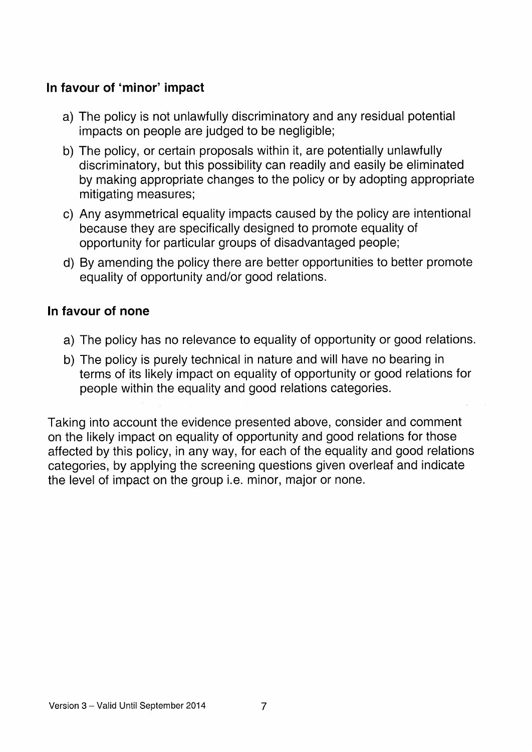**In favour of 'minor' impact**

a) The policy is not unlawfully discriminatory and any residual potential impacts on people are judged to be negligible;

b) The policy, or certain proposals within it, are potentially unlawfully discriminatory, but this possibility can readily and easily be eliminated by making appropriate changes to the policy or by adopting appropriate mitigating measures;

c) Any asymmetrical equality impacts caused by the policy are intentional because they are specifically designed to promote equality of opportunity for particular groups of disadvantaged people;

d) By amending the policy there are better opportunities to better promote equality of opportunity and/or good relations.

**In favour of none**

a) The policy has no relevance to equality of opportunity or good relations.

b) The policy is purely technical in nature and will have no bearing in terms of its likely impact on equality of opportunity or good relations for people within the equality and good relations categories.

Taking into account the evidence presented above, consider and comment on the likely impact on equality of opportunity and good relations for those affected by this policy, in any way, for each of the equality and good relations categories, by applying the screening questions given overleaf and indicate the level of impact on the group i.e. minor, major or none.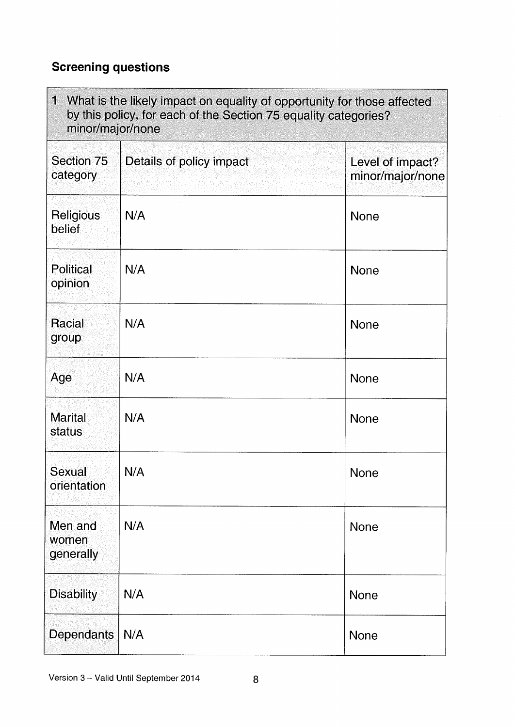## Screening questions

| 1 What is the likely impact on equality of opportunity for those affected by this policy, for each of the Section 75 equality categories? minor/major/none | | |
|---|---|---|
| **Section 75 category** | **Details of policy impact** | **Level of impact? minor/major/none** |
| Religious belief | N/A | None |
| Political opinion | N/A | None |
| Racial group | N/A | None |
| Age | N/A | None |
| Marital status | N/A | None |
| Sexual orientation | N/A | None |
| Men and women generally | N/A | None |
| Disability | N/A | None |
| Dependants | N/A | None |

Version 3 – Valid Until September 2014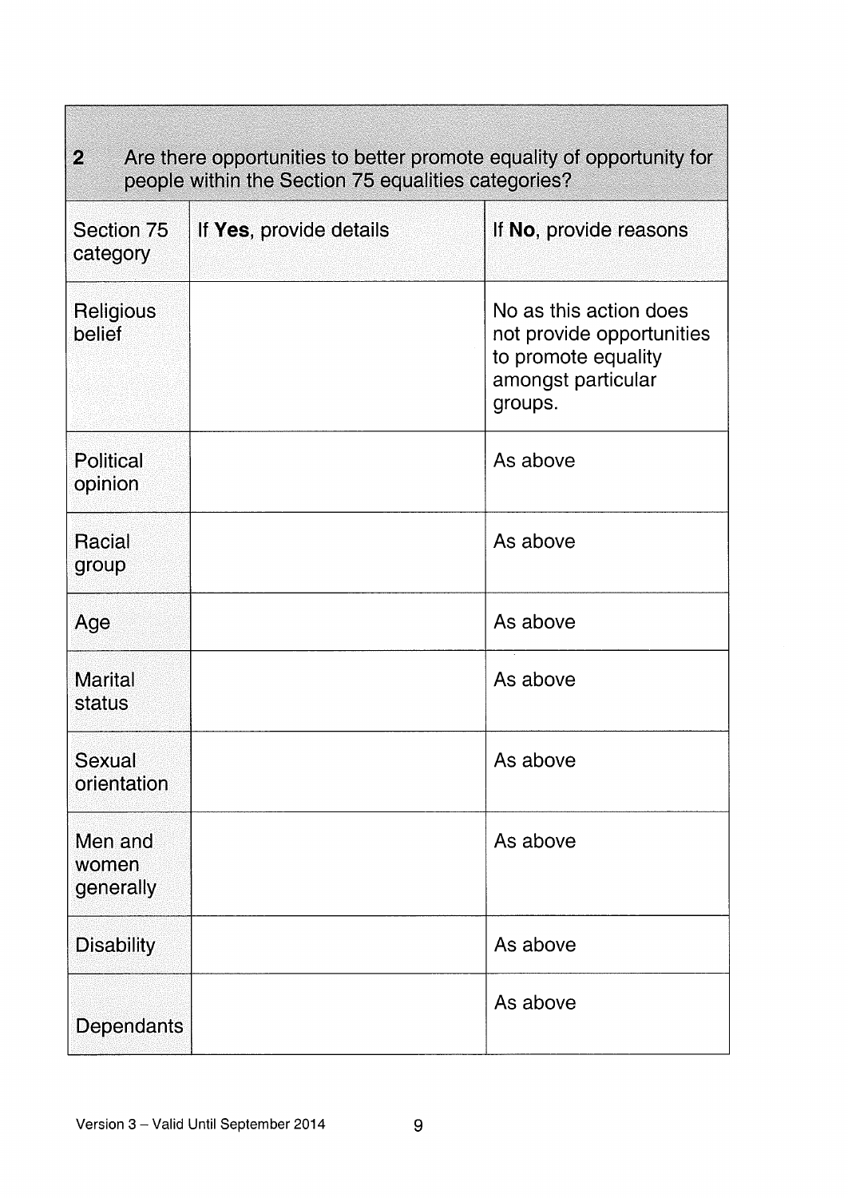| 2 | Are there opportunities to better promote equality of opportunity for people within the Section 75 equalities categories? | |
|---|---|---|
| Section 75 category | If **Yes**, provide details | If **No**, provide reasons |
| Religious belief | | No as this action does not provide opportunities to promote equality amongst particular groups. |
| Political opinion | | As above |
| Racial group | | As above |
| Age | | As above |
| Marital status | | As above |
| Sexual orientation | | As above |
| Men and women generally | | As above |
| Disability | | As above |
| Dependants | | As above |

Version 3 – Valid Until September 2014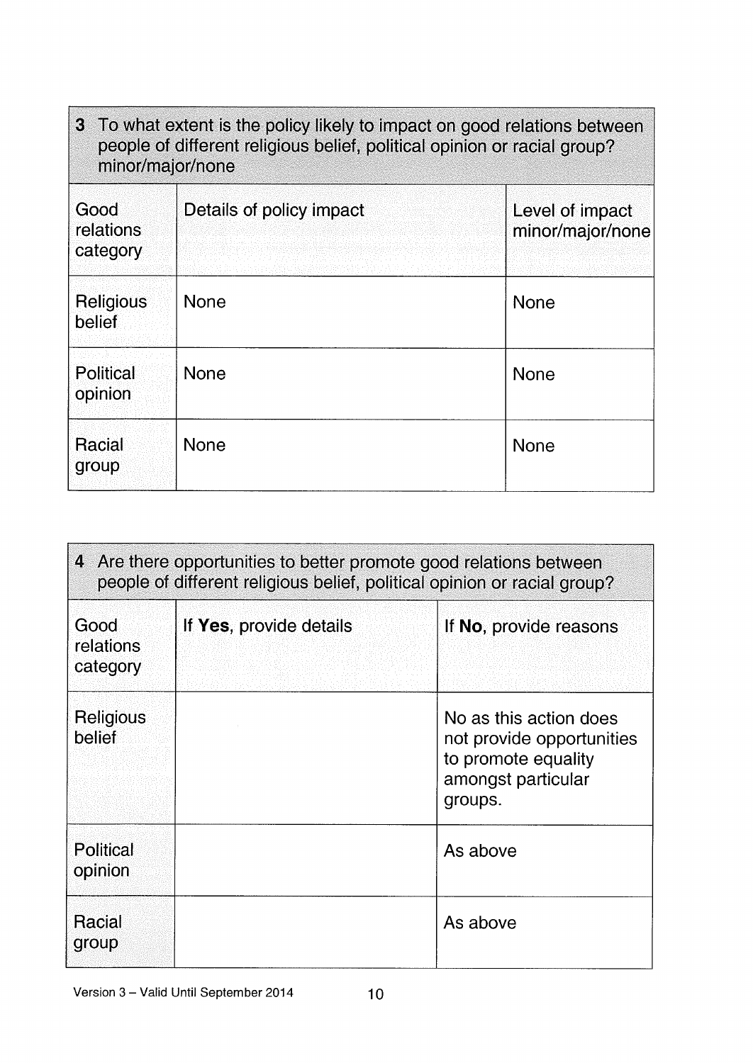| 3 To what extent is the policy likely to impact on good relations between people of different religious belief, political opinion or racial group? minor/major/none | | |
|---|---|---|
| Good relations category | Details of policy impact | Level of impact minor/major/none |
| Religious belief | None | None |
| Political opinion | None | None |
| Racial group | None | None |

| 4 Are there opportunities to better promote good relations between people of different religious belief, political opinion or racial group? | | |
|---|---|---|
| Good relations category | If **Yes**, provide details | If **No**, provide reasons |
| Religious belief | | No as this action does not provide opportunities to promote equality amongst particular groups. |
| Political opinion | | As above |
| Racial group | | As above |

Version 3 – Valid Until September 2014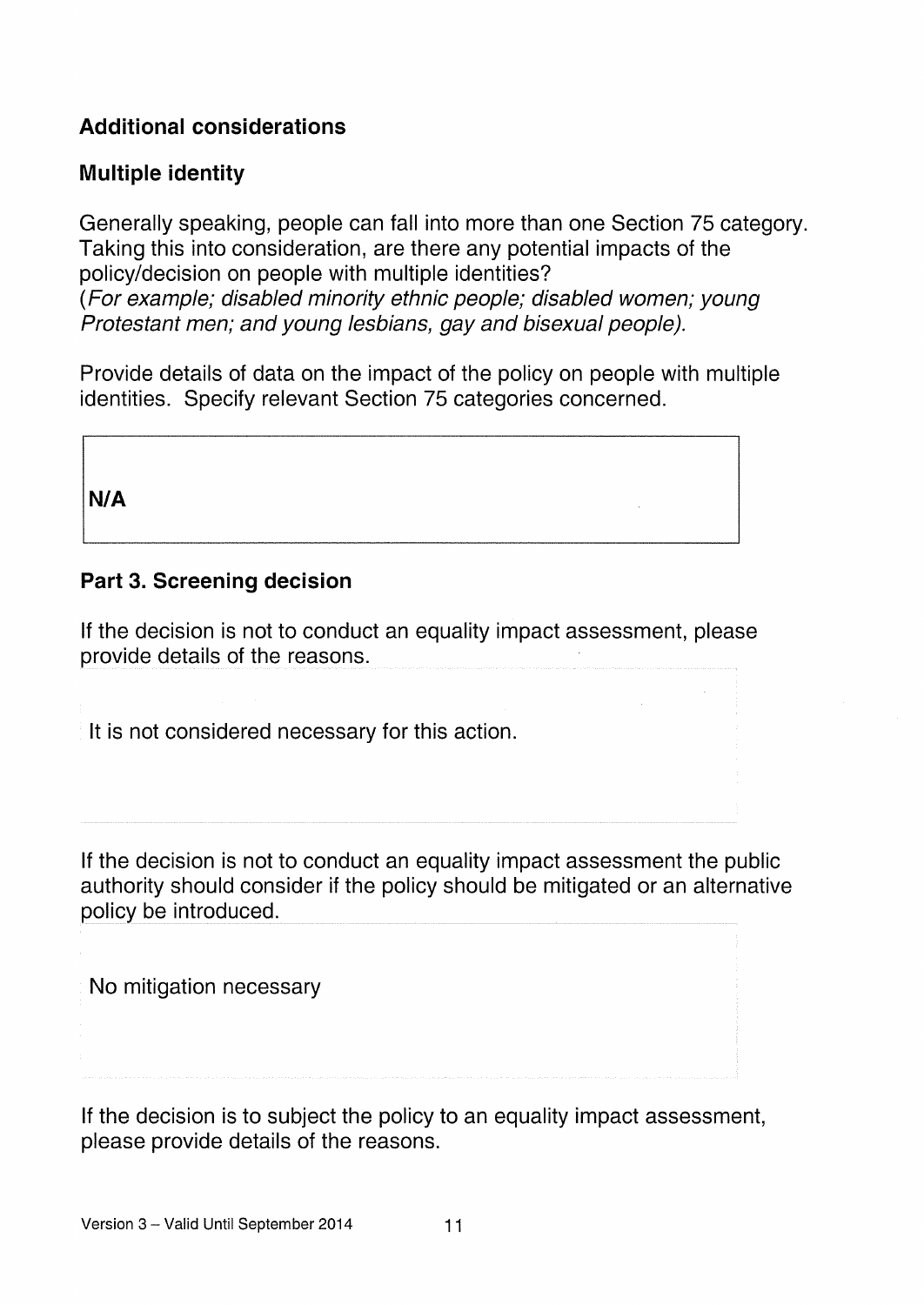## Additional considerations

### Multiple identity

Generally speaking, people can fall into more than one Section 75 category. Taking this into consideration, are there any potential impacts of the policy/decision on people with multiple identities?
(*For example; disabled minority ethnic people; disabled women; young Protestant men; and young lesbians, gay and bisexual people).*

Provide details of data on the impact of the policy on people with multiple identities. Specify relevant Section 75 categories concerned.

**N/A**

## Part 3. Screening decision

If the decision is not to conduct an equality impact assessment, please provide details of the reasons.

It is not considered necessary for this action.

If the decision is not to conduct an equality impact assessment the public authority should consider if the policy should be mitigated or an alternative policy be introduced.

No mitigation necessary

If the decision is to subject the policy to an equality impact assessment, please provide details of the reasons.

Version 3 – Valid Until September 2014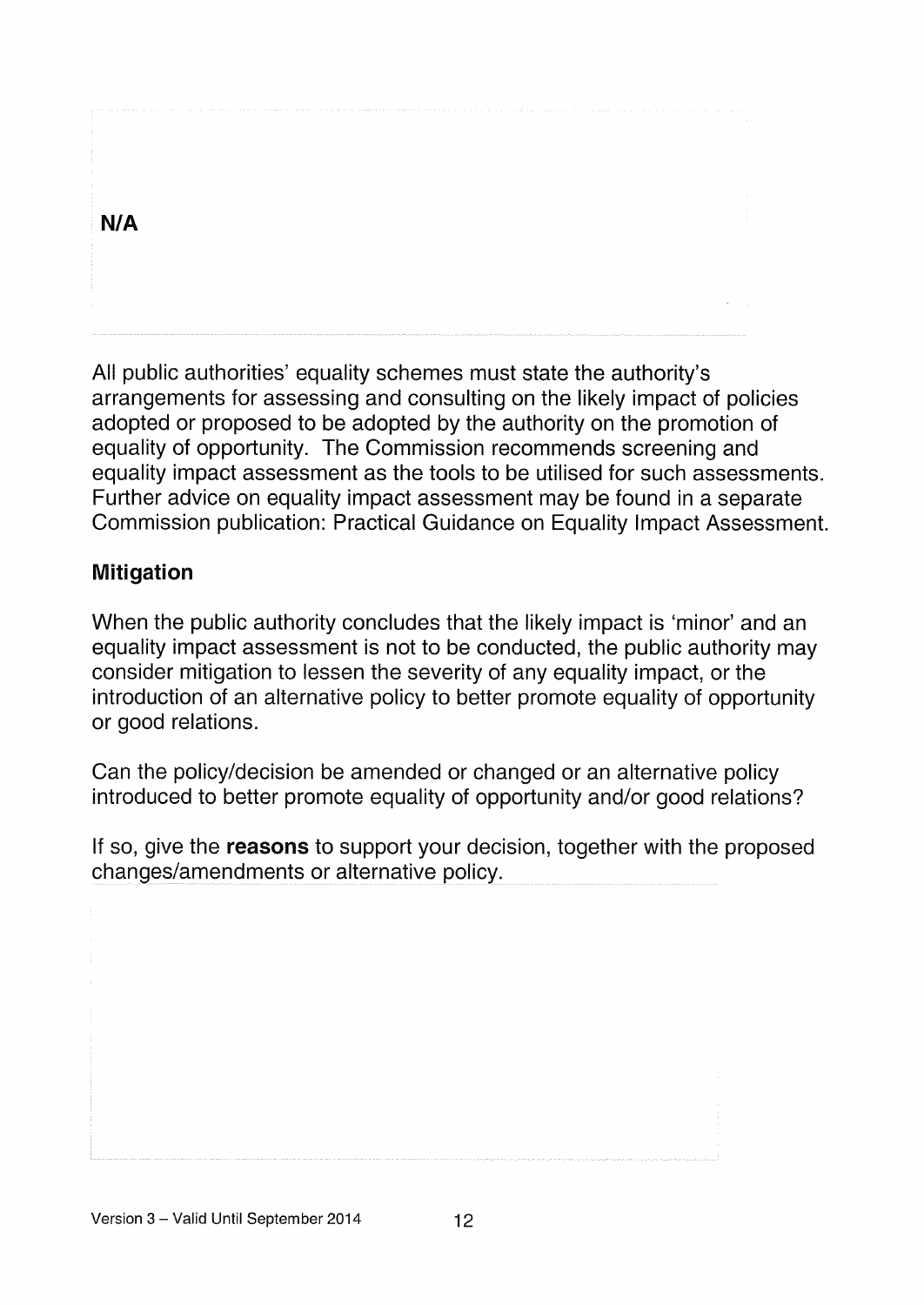**N/A**

All public authorities' equality schemes must state the authority's arrangements for assessing and consulting on the likely impact of policies adopted or proposed to be adopted by the authority on the promotion of equality of opportunity. The Commission recommends screening and equality impact assessment as the tools to be utilised for such assessments. Further advice on equality impact assessment may be found in a separate Commission publication: Practical Guidance on Equality Impact Assessment.

## Mitigation

When the public authority concludes that the likely impact is 'minor' and an equality impact assessment is not to be conducted, the public authority may consider mitigation to lessen the severity of any equality impact, or the introduction of an alternative policy to better promote equality of opportunity or good relations.

Can the policy/decision be amended or changed or an alternative policy introduced to better promote equality of opportunity and/or good relations?

If so, give the **reasons** to support your decision, together with the proposed changes/amendments or alternative policy.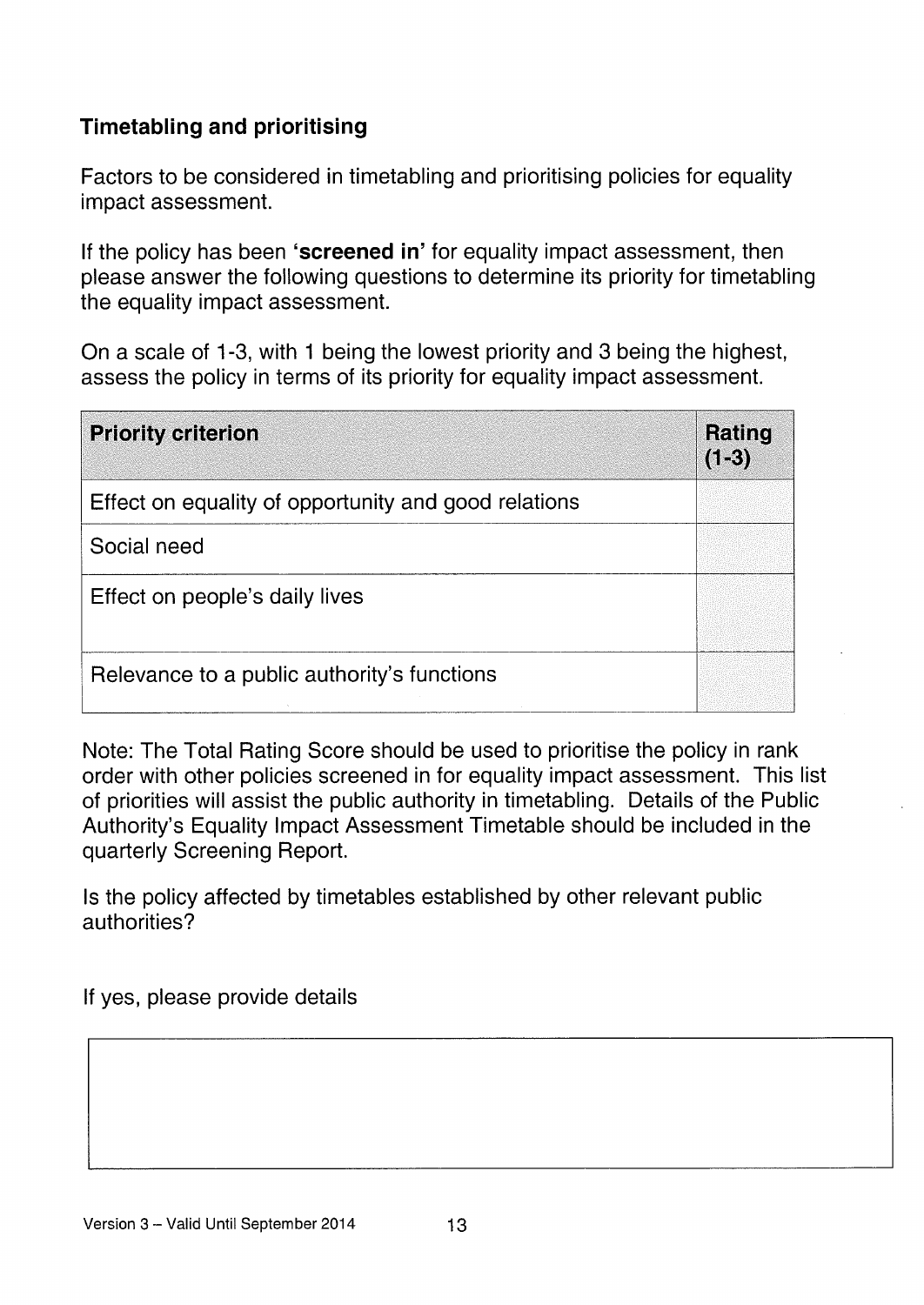## Timetabling and prioritising

Factors to be considered in timetabling and prioritising policies for equality impact assessment.

If the policy has been **'screened in'** for equality impact assessment, then please answer the following questions to determine its priority for timetabling the equality impact assessment.

On a scale of 1-3, with 1 being the lowest priority and 3 being the highest, assess the policy in terms of its priority for equality impact assessment.

| Priority criterion | Rating (1-3) |
|---|---|
| Effect on equality of opportunity and good relations | |
| Social need | |
| Effect on people's daily lives | |
| Relevance to a public authority's functions | |

Note: The Total Rating Score should be used to prioritise the policy in rank order with other policies screened in for equality impact assessment. This list of priorities will assist the public authority in timetabling. Details of the Public Authority's Equality Impact Assessment Timetable should be included in the quarterly Screening Report.

Is the policy affected by timetables established by other relevant public authorities?

If yes, please provide details

| |
|---|
| |

Version 3 – Valid Until September 2014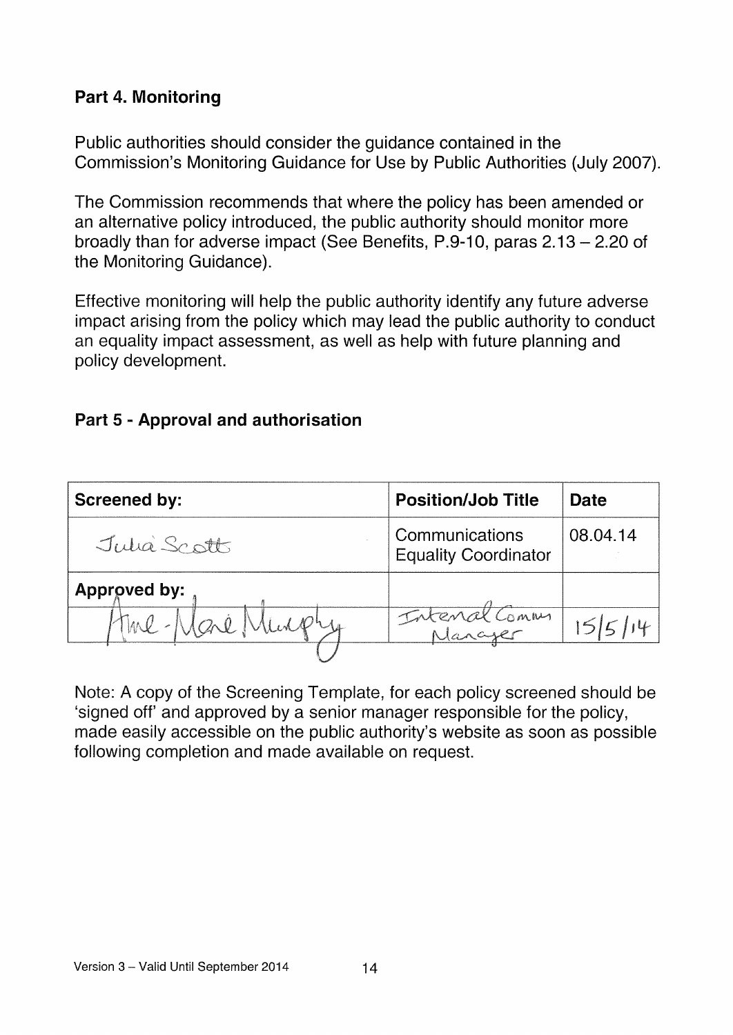## Part 4. Monitoring

Public authorities should consider the guidance contained in the Commission's Monitoring Guidance for Use by Public Authorities (July 2007).

The Commission recommends that where the policy has been amended or an alternative policy introduced, the public authority should monitor more broadly than for adverse impact (See Benefits, P.9-10, paras 2.13 – 2.20 of the Monitoring Guidance).

Effective monitoring will help the public authority identify any future adverse impact arising from the policy which may lead the public authority to conduct an equality impact assessment, as well as help with future planning and policy development.

## Part 5 - Approval and authorisation

| Screened by: | Position/Job Title | Date |
|---|---|---|
| Julia Scott | Communications Equality Coordinator | 08.04.14 |
| **Approved by:** | | |
| Anne-Marie Murphy | Internal Comms Manager | 15/5/14 |

Note: A copy of the Screening Template, for each policy screened should be 'signed off' and approved by a senior manager responsible for the policy, made easily accessible on the public authority's website as soon as possible following completion and made available on request.

Version 3 – Valid Until September 2014